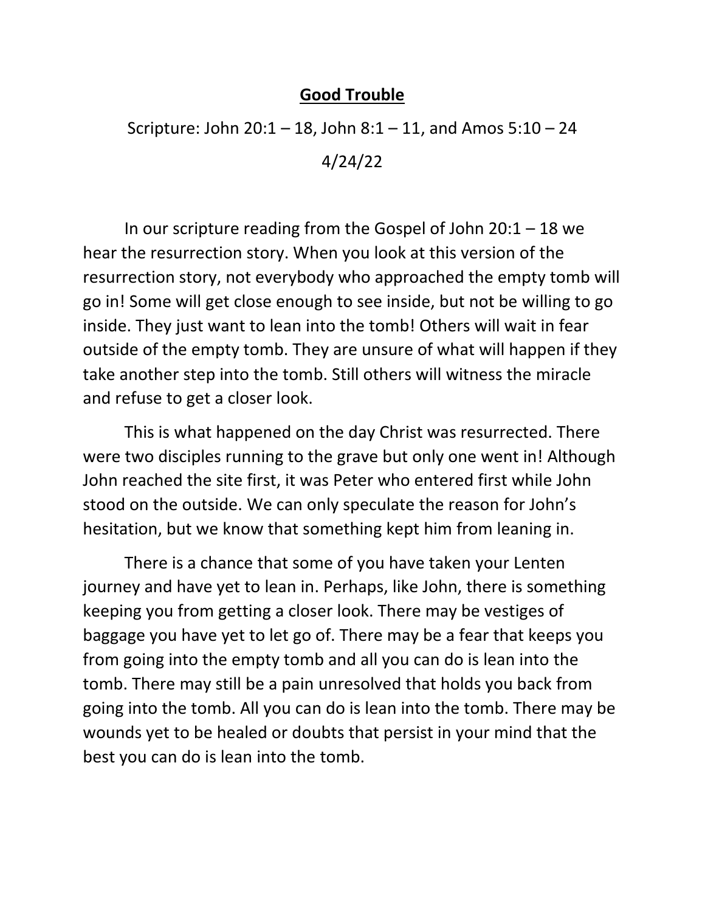# **Good Trouble**

Scripture: John 20:1 – 18, John 8:1 – 11, and Amos 5:10 – 24

4/24/22

In our scripture reading from the Gospel of John 20:1 – 18 we hear the resurrection story. When you look at this version of the resurrection story, not everybody who approached the empty tomb will go in! Some will get close enough to see inside, but not be willing to go inside. They just want to lean into the tomb! Others will wait in fear outside of the empty tomb. They are unsure of what will happen if they take another step into the tomb. Still others will witness the miracle and refuse to get a closer look.

This is what happened on the day Christ was resurrected. There were two disciples running to the grave but only one went in! Although John reached the site first, it was Peter who entered first while John stood on the outside. We can only speculate the reason for John's hesitation, but we know that something kept him from leaning in.

There is a chance that some of you have taken your Lenten journey and have yet to lean in. Perhaps, like John, there is something keeping you from getting a closer look. There may be vestiges of baggage you have yet to let go of. There may be a fear that keeps you from going into the empty tomb and all you can do is lean into the tomb. There may still be a pain unresolved that holds you back from going into the tomb. All you can do is lean into the tomb. There may be wounds yet to be healed or doubts that persist in your mind that the best you can do is lean into the tomb.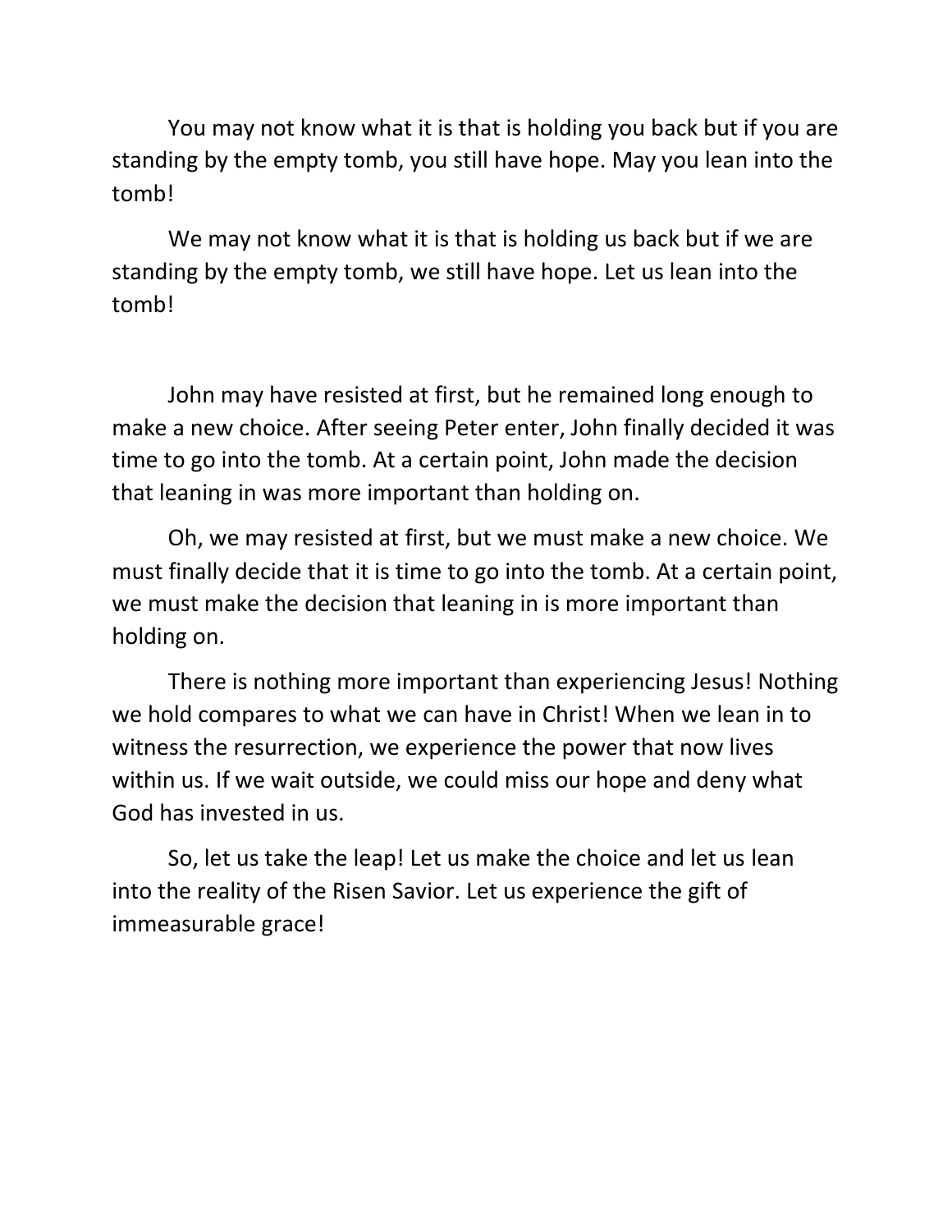You may not know what it is that is holding you back but if you are standing by the empty tomb, you still have hope. May you lean into the tomb!

We may not know what it is that is holding us back but if we are standing by the empty tomb, we still have hope. Let us lean into the tomb!

John may have resisted at first, but he remained long enough to make a new choice. After seeing Peter enter, John finally decided it was time to go into the tomb. At a certain point, John made the decision that leaning in was more important than holding on.

Oh, we may resisted at first, but we must make a new choice. We must finally decide that it is time to go into the tomb. At a certain point, we must make the decision that leaning in is more important than holding on.

There is nothing more important than experiencing Jesus! Nothing we hold compares to what we can have in Christ! When we lean in to witness the resurrection, we experience the power that now lives within us. If we wait outside, we could miss our hope and deny what God has invested in us.

So, let us take the leap! Let us make the choice and let us lean into the reality of the Risen Savior. Let us experience the gift of immeasurable grace!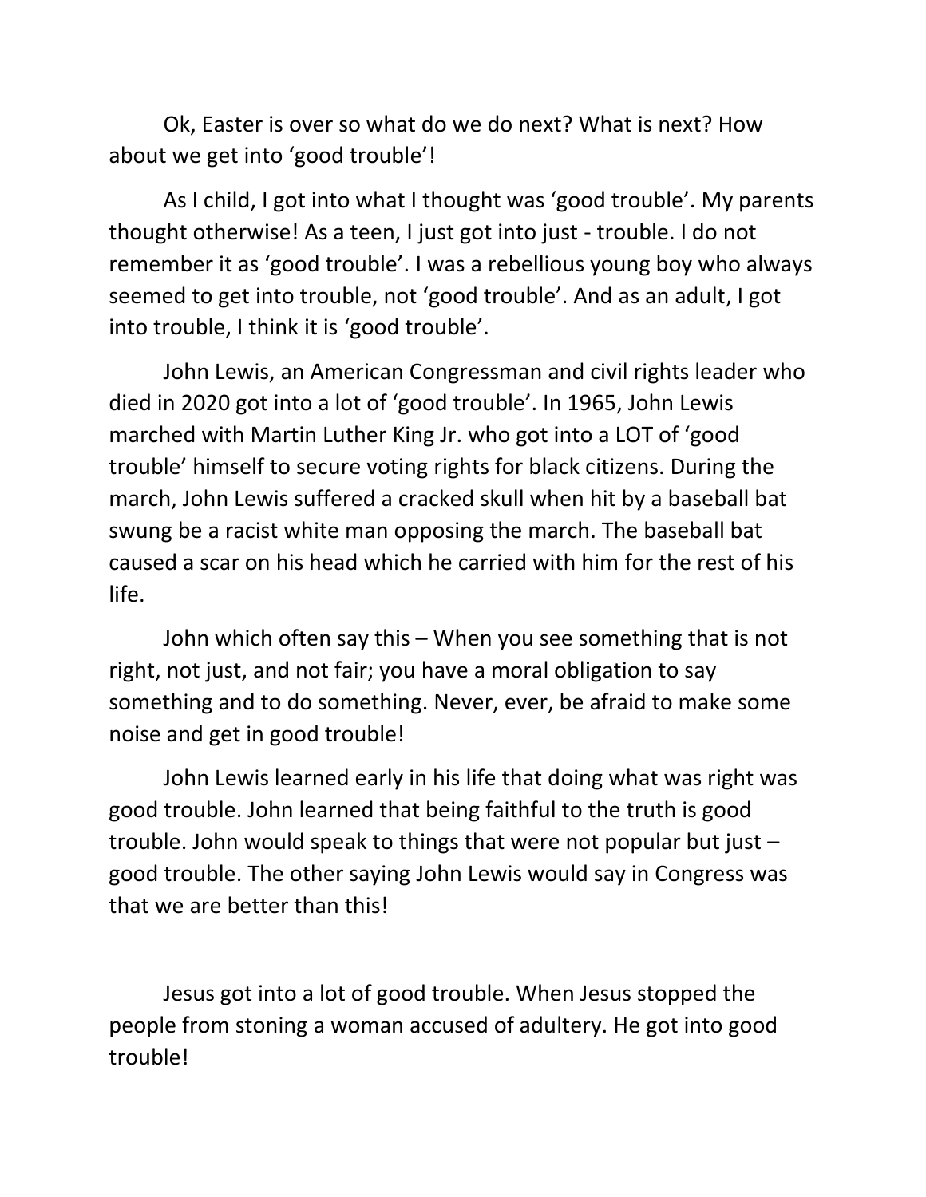Ok, Easter is over so what do we do next? What is next? How about we get into 'good trouble'!

As I child, I got into what I thought was 'good trouble'. My parents thought otherwise! As a teen, I just got into just - trouble. I do not remember it as 'good trouble'. I was a rebellious young boy who always seemed to get into trouble, not 'good trouble'. And as an adult, I got into trouble, I think it is 'good trouble'.

John Lewis, an American Congressman and civil rights leader who died in 2020 got into a lot of 'good trouble'. In 1965, John Lewis marched with Martin Luther King Jr. who got into a LOT of 'good trouble' himself to secure voting rights for black citizens. During the march, John Lewis suffered a cracked skull when hit by a baseball bat swung be a racist white man opposing the march. The baseball bat caused a scar on his head which he carried with him for the rest of his life.

John which often say this – When you see something that is not right, not just, and not fair; you have a moral obligation to say something and to do something. Never, ever, be afraid to make some noise and get in good trouble!

John Lewis learned early in his life that doing what was right was good trouble. John learned that being faithful to the truth is good trouble. John would speak to things that were not popular but just – good trouble. The other saying John Lewis would say in Congress was that we are better than this!

Jesus got into a lot of good trouble. When Jesus stopped the people from stoning a woman accused of adultery. He got into good trouble!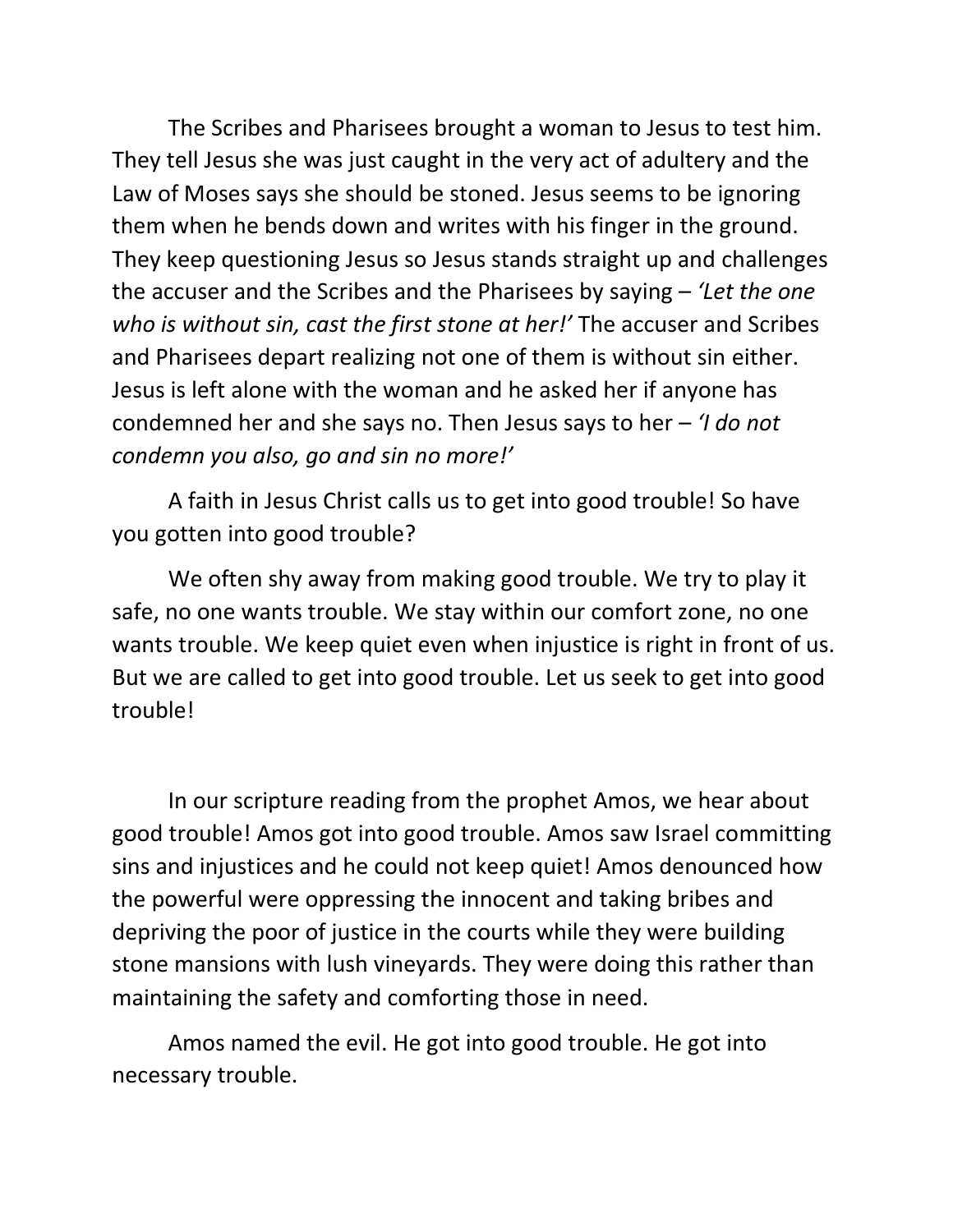The Scribes and Pharisees brought a woman to Jesus to test him. They tell Jesus she was just caught in the very act of adultery and the Law of Moses says she should be stoned. Jesus seems to be ignoring them when he bends down and writes with his finger in the ground. They keep questioning Jesus so Jesus stands straight up and challenges the accuser and the Scribes and the Pharisees by saying – *'Let the one who is without sin, cast the first stone at her!'* The accuser and Scribes and Pharisees depart realizing not one of them is without sin either. Jesus is left alone with the woman and he asked her if anyone has condemned her and she says no. Then Jesus says to her – *'I do not condemn you also, go and sin no more!'*

A faith in Jesus Christ calls us to get into good trouble! So have you gotten into good trouble?

We often shy away from making good trouble. We try to play it safe, no one wants trouble. We stay within our comfort zone, no one wants trouble. We keep quiet even when injustice is right in front of us. But we are called to get into good trouble. Let us seek to get into good trouble!

In our scripture reading from the prophet Amos, we hear about good trouble! Amos got into good trouble. Amos saw Israel committing sins and injustices and he could not keep quiet! Amos denounced how the powerful were oppressing the innocent and taking bribes and depriving the poor of justice in the courts while they were building stone mansions with lush vineyards. They were doing this rather than maintaining the safety and comforting those in need.

Amos named the evil. He got into good trouble. He got into necessary trouble.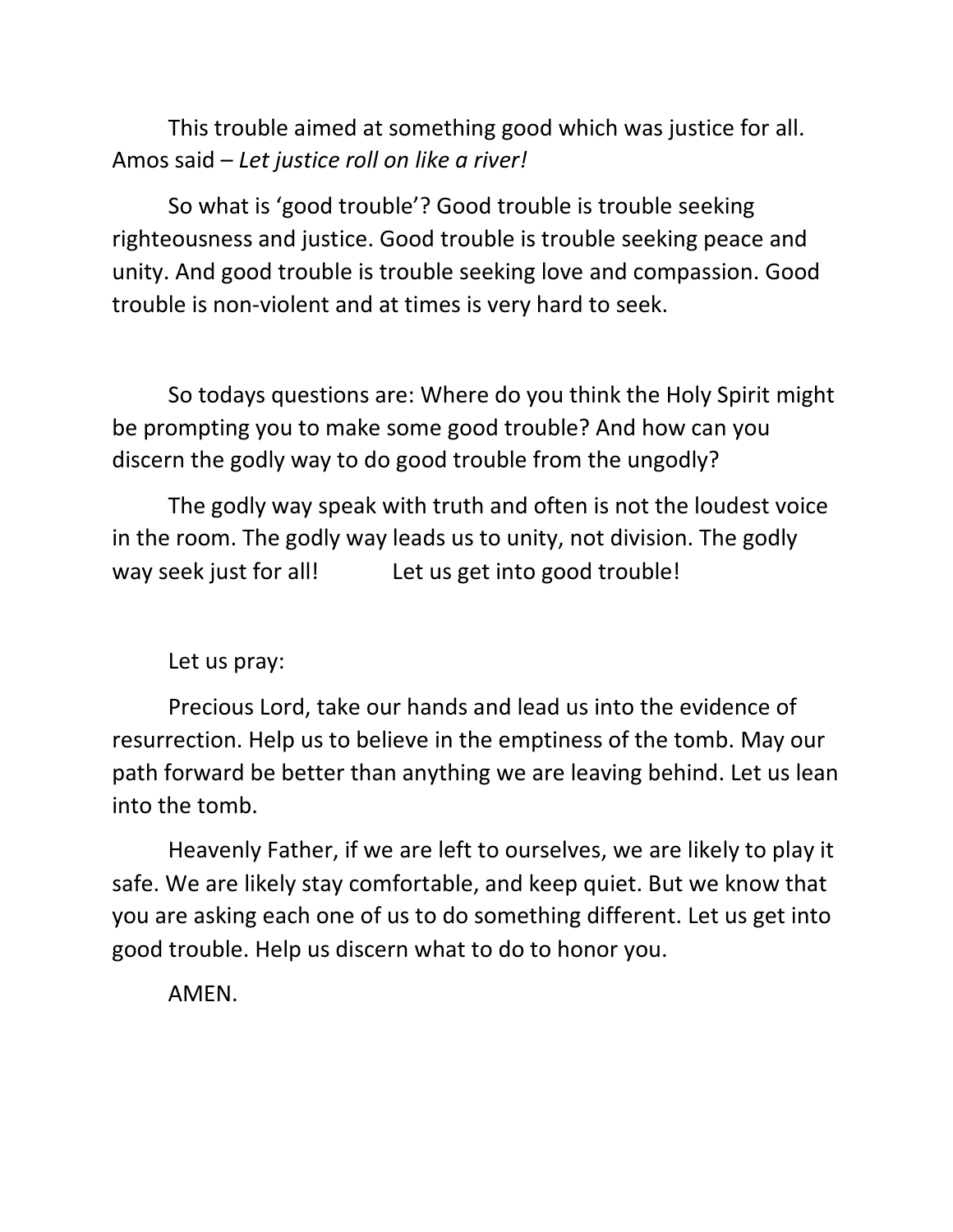This trouble aimed at something good which was justice for all. Amos said – *Let justice roll on like a river!*

So what is 'good trouble'? Good trouble is trouble seeking righteousness and justice. Good trouble is trouble seeking peace and unity. And good trouble is trouble seeking love and compassion. Good trouble is non-violent and at times is very hard to seek.

So todays questions are: Where do you think the Holy Spirit might be prompting you to make some good trouble? And how can you discern the godly way to do good trouble from the ungodly?

The godly way speak with truth and often is not the loudest voice in the room. The godly way leads us to unity, not division. The godly way seek just for all! Let us get into good trouble!

Let us pray:

Precious Lord, take our hands and lead us into the evidence of resurrection. Help us to believe in the emptiness of the tomb. May our path forward be better than anything we are leaving behind. Let us lean into the tomb.

Heavenly Father, if we are left to ourselves, we are likely to play it safe. We are likely stay comfortable, and keep quiet. But we know that you are asking each one of us to do something different. Let us get into good trouble. Help us discern what to do to honor you.

AMEN.